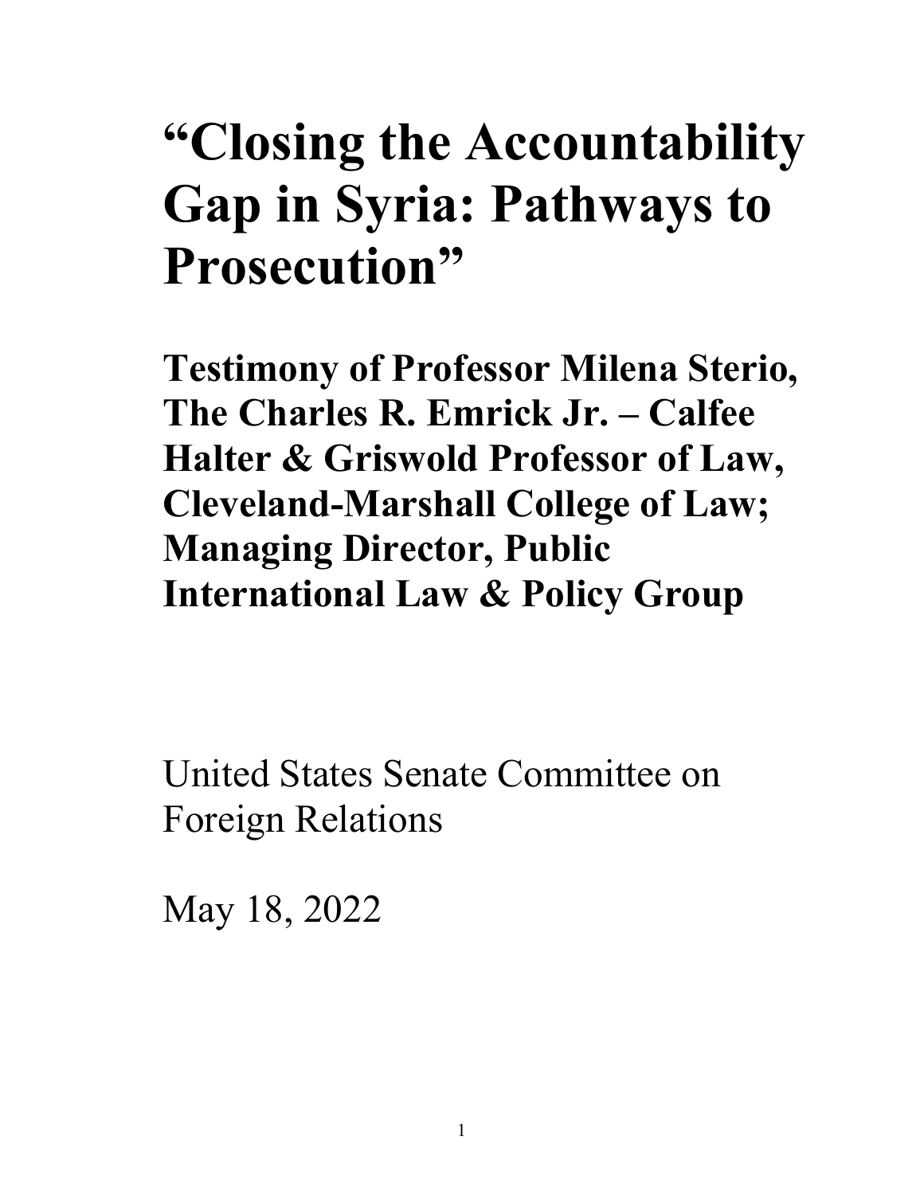# "Closing the Accountability Gap in Syria: Pathways to Prosecution"

## Testimony of Professor Milena Sterio, The Charles R. Emrick Jr. – Calfee Halter & Griswold Professor of Law, Cleveland-Marshall College of Law; Managing Director, Public International Law & Policy Group

United States Senate Committee on Foreign Relations

May 18, 2022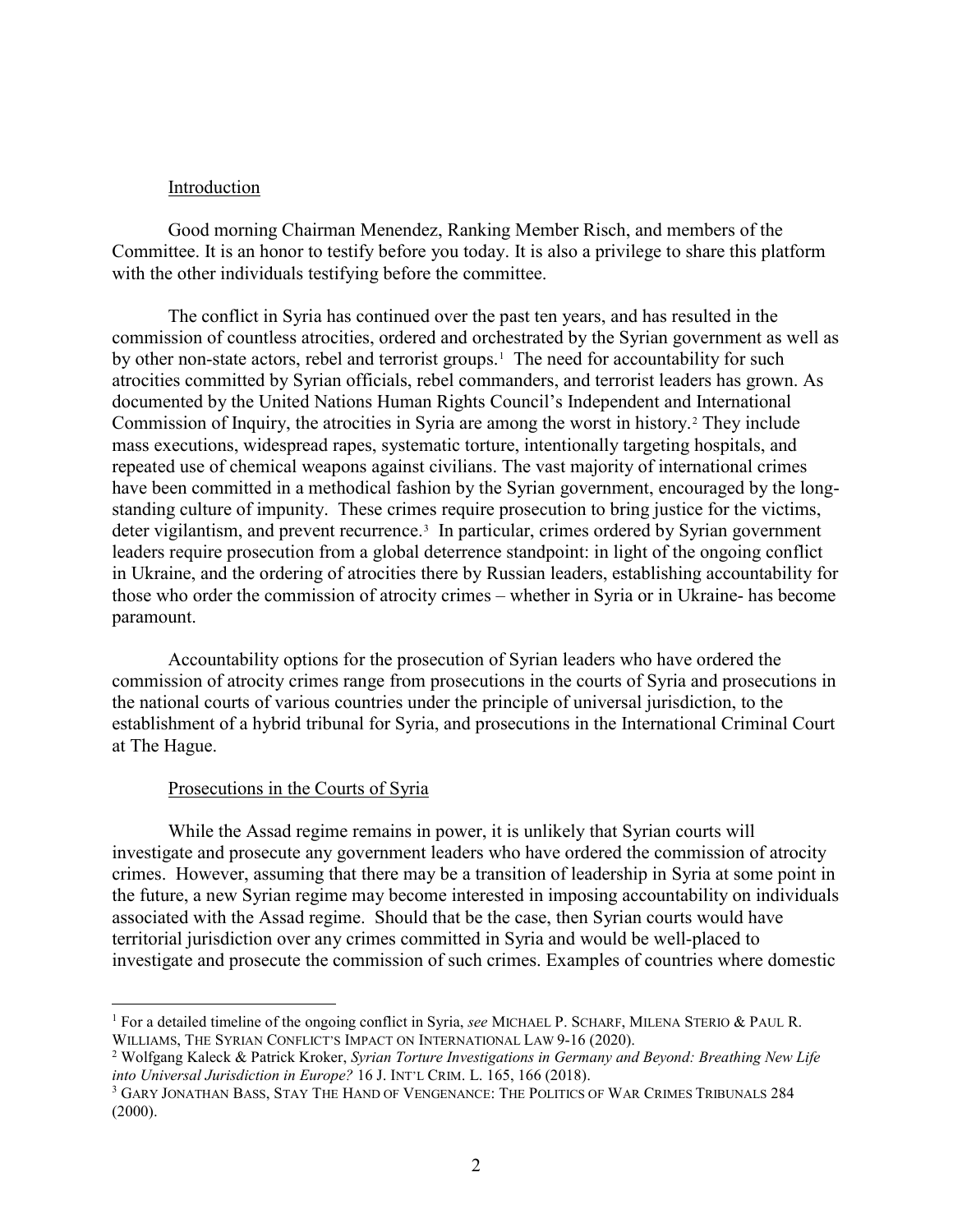## Introduction

Good morning Chairman Menendez, Ranking Member Risch, and members of the Committee. It is an honor to testify before you today. It is also a privilege to share this platform with the other individuals testifying before the committee.

The conflict in Syria has continued over the past ten years, and has resulted in the commission of countless atrocities, ordered and orchestrated by the Syrian government as well as by other non-state actors, rebel and terrorist groups.[1] The need for accountability for such atrocities committed by Syrian officials, rebel commanders, and terrorist leaders has grown. As documented by the United Nations Human Rights Council's Independent and International Commission of Inquiry, the atrocities in Syria are among the worst in history.[2] They include mass executions, widespread rapes, systematic torture, intentionally targeting hospitals, and repeated use of chemical weapons against civilians. The vast majority of international crimes have been committed in a methodical fashion by the Syrian government, encouraged by the long-standing culture of impunity. These crimes require prosecution to bring justice for the victims, deter vigilantism, and prevent recurrence.[3] In particular, crimes ordered by Syrian government leaders require prosecution from a global deterrence standpoint: in light of the ongoing conflict in Ukraine, and the ordering of atrocities there by Russian leaders, establishing accountability for those who order the commission of atrocity crimes – whether in Syria or in Ukraine- has become paramount.

Accountability options for the prosecution of Syrian leaders who have ordered the commission of atrocity crimes range from prosecutions in the courts of Syria and prosecutions in the national courts of various countries under the principle of universal jurisdiction, to the establishment of a hybrid tribunal for Syria, and prosecutions in the International Criminal Court at The Hague.

## Prosecutions in the Courts of Syria

While the Assad regime remains in power, it is unlikely that Syrian courts will investigate and prosecute any government leaders who have ordered the commission of atrocity crimes. However, assuming that there may be a transition of leadership in Syria at some point in the future, a new Syrian regime may become interested in imposing accountability on individuals associated with the Assad regime. Should that be the case, then Syrian courts would have territorial jurisdiction over any crimes committed in Syria and would be well-placed to investigate and prosecute the commission of such crimes. Examples of countries where domestic

---

[1] For a detailed timeline of the ongoing conflict in Syria, *see* MICHAEL P. SCHARF, MILENA STERIO & PAUL R. WILLIAMS, THE SYRIAN CONFLICT'S IMPACT ON INTERNATIONAL LAW 9-16 (2020).

[2] Wolfgang Kaleck & Patrick Kroker, *Syrian Torture Investigations in Germany and Beyond: Breathing New Life into Universal Jurisdiction in Europe?* 16 J. INT'L CRIM. L. 165, 166 (2018).

[3] GARY JONATHAN BASS, STAY THE HAND OF VENGENANCE: THE POLITICS OF WAR CRIMES TRIBUNALS 284 (2000).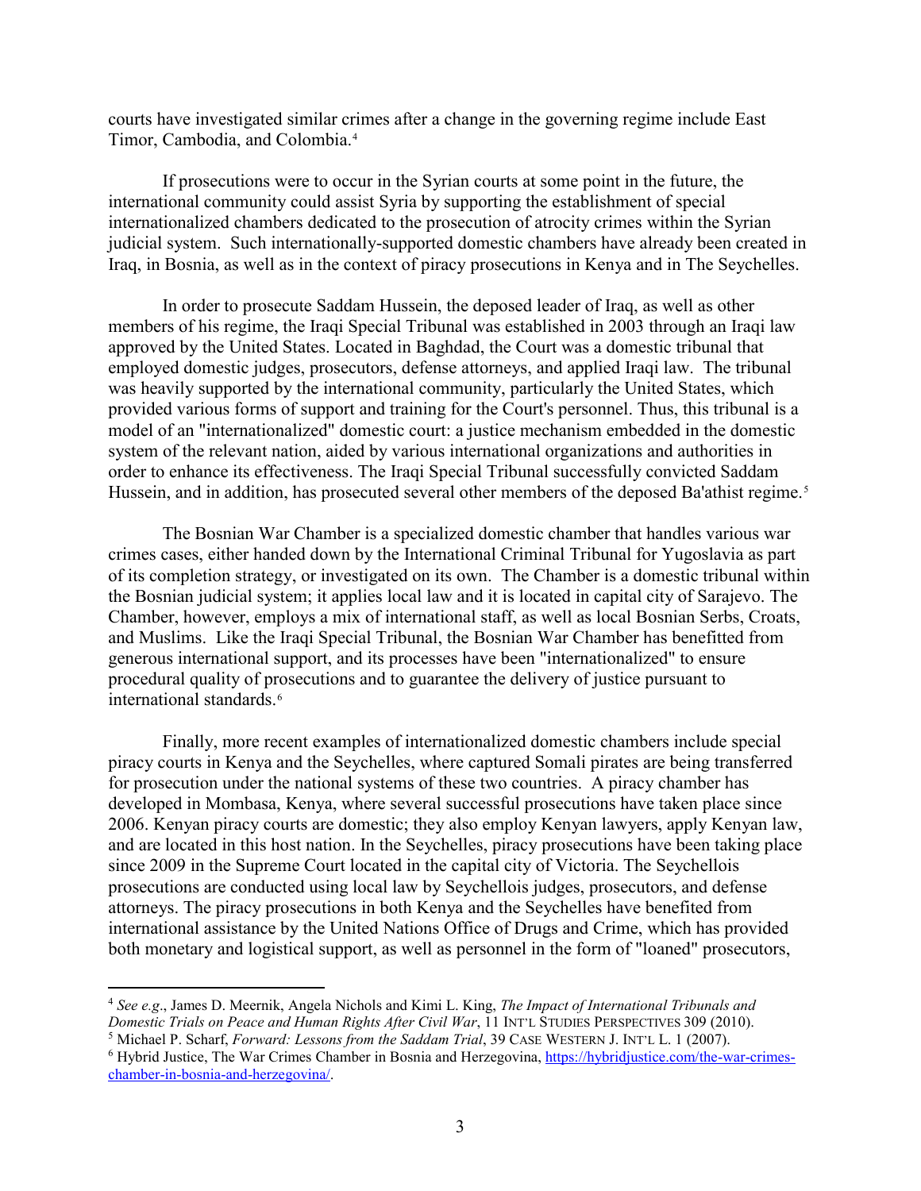courts have investigated similar crimes after a change in the governing regime include East Timor, Cambodia, and Colombia.[4]

If prosecutions were to occur in the Syrian courts at some point in the future, the international community could assist Syria by supporting the establishment of special internationalized chambers dedicated to the prosecution of atrocity crimes within the Syrian judicial system. Such internationally-supported domestic chambers have already been created in Iraq, in Bosnia, as well as in the context of piracy prosecutions in Kenya and in The Seychelles.

In order to prosecute Saddam Hussein, the deposed leader of Iraq, as well as other members of his regime, the Iraqi Special Tribunal was established in 2003 through an Iraqi law approved by the United States. Located in Baghdad, the Court was a domestic tribunal that employed domestic judges, prosecutors, defense attorneys, and applied Iraqi law. The tribunal was heavily supported by the international community, particularly the United States, which provided various forms of support and training for the Court's personnel. Thus, this tribunal is a model of an "internationalized" domestic court: a justice mechanism embedded in the domestic system of the relevant nation, aided by various international organizations and authorities in order to enhance its effectiveness. The Iraqi Special Tribunal successfully convicted Saddam Hussein, and in addition, has prosecuted several other members of the deposed Ba'athist regime.[5]

The Bosnian War Chamber is a specialized domestic chamber that handles various war crimes cases, either handed down by the International Criminal Tribunal for Yugoslavia as part of its completion strategy, or investigated on its own. The Chamber is a domestic tribunal within the Bosnian judicial system; it applies local law and it is located in capital city of Sarajevo. The Chamber, however, employs a mix of international staff, as well as local Bosnian Serbs, Croats, and Muslims. Like the Iraqi Special Tribunal, the Bosnian War Chamber has benefitted from generous international support, and its processes have been "internationalized" to ensure procedural quality of prosecutions and to guarantee the delivery of justice pursuant to international standards.[6]

Finally, more recent examples of internationalized domestic chambers include special piracy courts in Kenya and the Seychelles, where captured Somali pirates are being transferred for prosecution under the national systems of these two countries. A piracy chamber has developed in Mombasa, Kenya, where several successful prosecutions have taken place since 2006. Kenyan piracy courts are domestic; they also employ Kenyan lawyers, apply Kenyan law, and are located in this host nation. In the Seychelles, piracy prosecutions have been taking place since 2009 in the Supreme Court located in the capital city of Victoria. The Seychellois prosecutions are conducted using local law by Seychellois judges, prosecutors, and defense attorneys. The piracy prosecutions in both Kenya and the Seychelles have benefited from international assistance by the United Nations Office of Drugs and Crime, which has provided both monetary and logistical support, as well as personnel in the form of "loaned" prosecutors,

---

[4] *See e.g*., James D. Meernik, Angela Nichols and Kimi L. King, *The Impact of International Tribunals and Domestic Trials on Peace and Human Rights After Civil War*, 11 INT'L STUDIES PERSPECTIVES 309 (2010).

[5] Michael P. Scharf, *Forward: Lessons from the Saddam Trial*, 39 CASE WESTERN J. INT'L L. 1 (2007).

[6] Hybrid Justice, The War Crimes Chamber in Bosnia and Herzegovina, [https://hybridjustice.com/the-war-crimes-chamber-in-bosnia-and-herzegovina/](https://hybridjustice.com/the-war-crimes-chamber-in-bosnia-and-herzegovina/).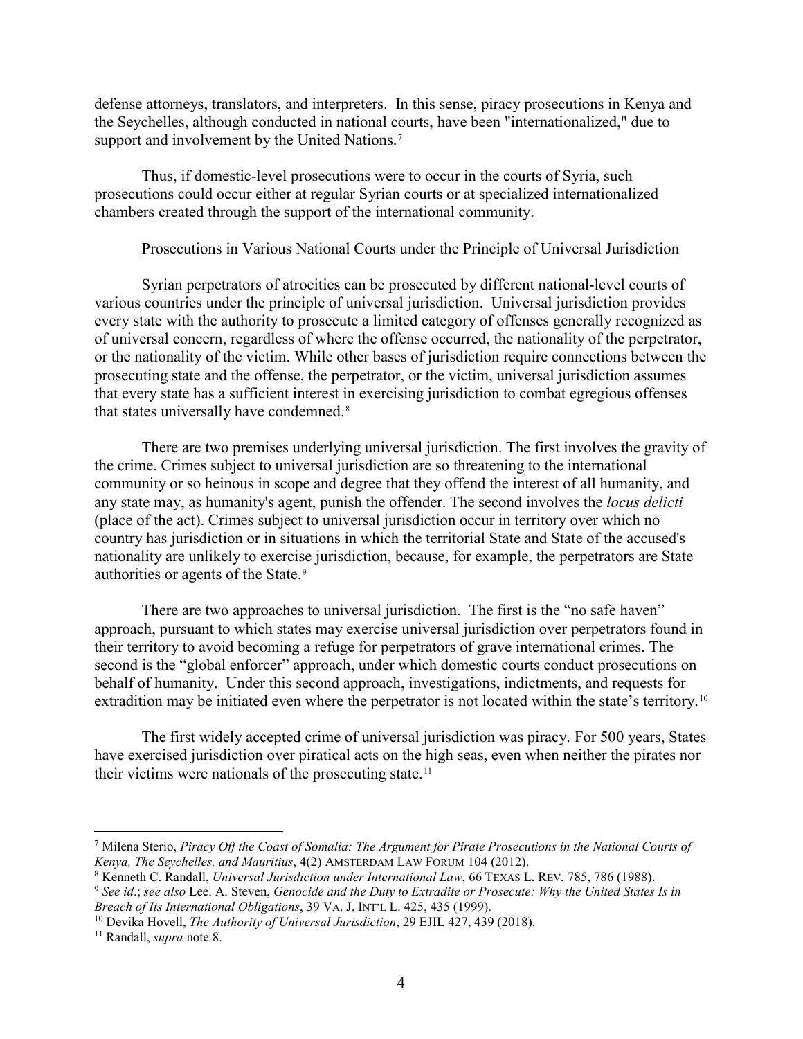defense attorneys, translators, and interpreters. In this sense, piracy prosecutions in Kenya and the Seychelles, although conducted in national courts, have been "internationalized," due to support and involvement by the United Nations.[7]

Thus, if domestic-level prosecutions were to occur in the courts of Syria, such prosecutions could occur either at regular Syrian courts or at specialized internationalized chambers created through the support of the international community.

Prosecutions in Various National Courts under the Principle of Universal Jurisdiction

Syrian perpetrators of atrocities can be prosecuted by different national-level courts of various countries under the principle of universal jurisdiction. Universal jurisdiction provides every state with the authority to prosecute a limited category of offenses generally recognized as of universal concern, regardless of where the offense occurred, the nationality of the perpetrator, or the nationality of the victim. While other bases of jurisdiction require connections between the prosecuting state and the offense, the perpetrator, or the victim, universal jurisdiction assumes that every state has a sufficient interest in exercising jurisdiction to combat egregious offenses that states universally have condemned.[8]

There are two premises underlying universal jurisdiction. The first involves the gravity of the crime. Crimes subject to universal jurisdiction are so threatening to the international community or so heinous in scope and degree that they offend the interest of all humanity, and any state may, as humanity's agent, punish the offender. The second involves the *locus delicti* (place of the act). Crimes subject to universal jurisdiction occur in territory over which no country has jurisdiction or in situations in which the territorial State and State of the accused's nationality are unlikely to exercise jurisdiction, because, for example, the perpetrators are State authorities or agents of the State.[9]

There are two approaches to universal jurisdiction. The first is the "no safe haven" approach, pursuant to which states may exercise universal jurisdiction over perpetrators found in their territory to avoid becoming a refuge for perpetrators of grave international crimes. The second is the "global enforcer" approach, under which domestic courts conduct prosecutions on behalf of humanity. Under this second approach, investigations, indictments, and requests for extradition may be initiated even where the perpetrator is not located within the state's territory.[10]

The first widely accepted crime of universal jurisdiction was piracy. For 500 years, States have exercised jurisdiction over piratical acts on the high seas, even when neither the pirates nor their victims were nationals of the prosecuting state.[11]

---

[7] Milena Sterio, *Piracy Off the Coast of Somalia: The Argument for Pirate Prosecutions in the National Courts of Kenya, The Seychelles, and Mauritius*, 4(2) AMSTERDAM LAW FORUM 104 (2012).

[8] Kenneth C. Randall, *Universal Jurisdiction under International Law*, 66 TEXAS L. REV. 785, 786 (1988).

[9] *See id*.; *see also* Lee. A. Steven, *Genocide and the Duty to Extradite or Prosecute: Why the United States Is in Breach of Its International Obligations*, 39 VA. J. INT'L L. 425, 435 (1999).

[10] Devika Hovell, *The Authority of Universal Jurisdiction*, 29 EJIL 427, 439 (2018).

[11] Randall, *supra* note 8.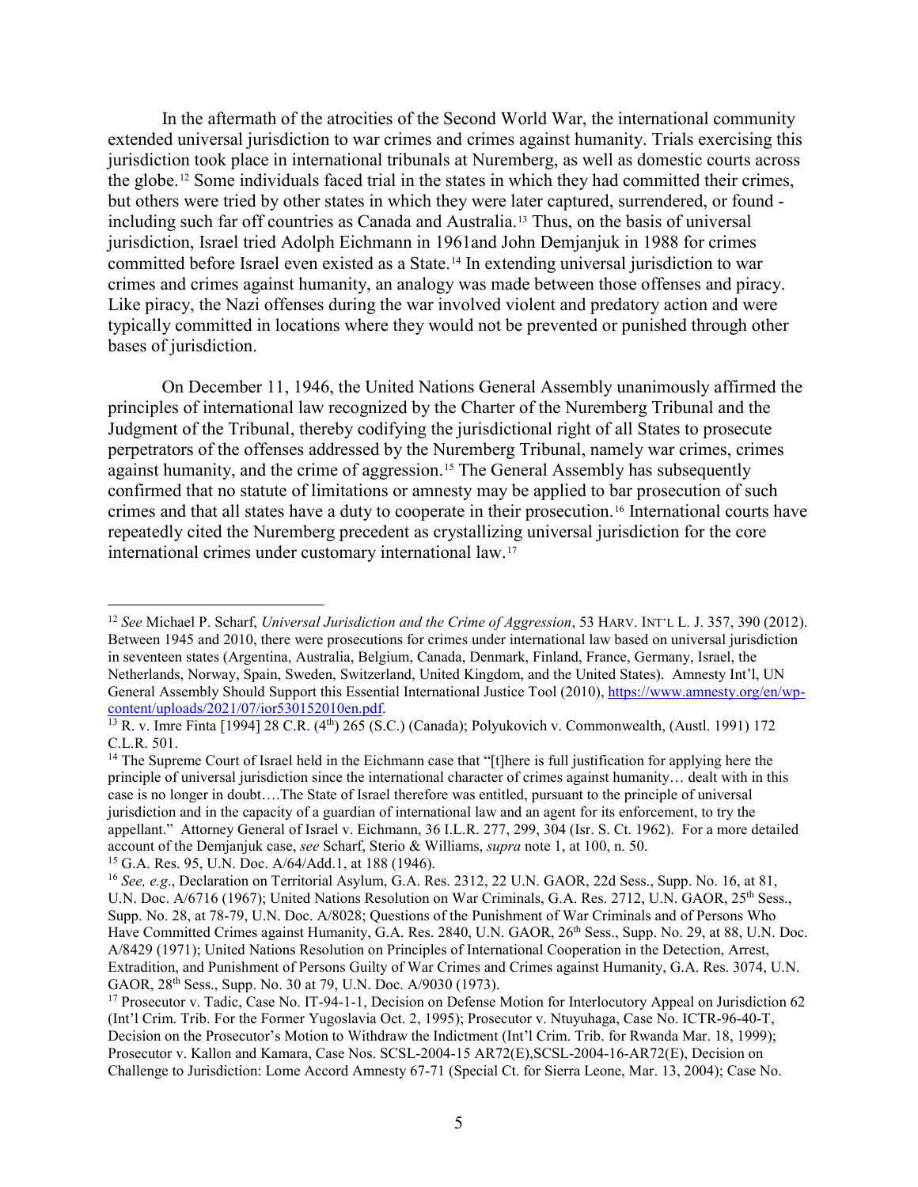In the aftermath of the atrocities of the Second World War, the international community extended universal jurisdiction to war crimes and crimes against humanity. Trials exercising this jurisdiction took place in international tribunals at Nuremberg, as well as domestic courts across the globe.[12] Some individuals faced trial in the states in which they had committed their crimes, but others were tried by other states in which they were later captured, surrendered, or found - including such far off countries as Canada and Australia.[13] Thus, on the basis of universal jurisdiction, Israel tried Adolph Eichmann in 1961and John Demjanjuk in 1988 for crimes committed before Israel even existed as a State.[14] In extending universal jurisdiction to war crimes and crimes against humanity, an analogy was made between those offenses and piracy. Like piracy, the Nazi offenses during the war involved violent and predatory action and were typically committed in locations where they would not be prevented or punished through other bases of jurisdiction.

On December 11, 1946, the United Nations General Assembly unanimously affirmed the principles of international law recognized by the Charter of the Nuremberg Tribunal and the Judgment of the Tribunal, thereby codifying the jurisdictional right of all States to prosecute perpetrators of the offenses addressed by the Nuremberg Tribunal, namely war crimes, crimes against humanity, and the crime of aggression.[15] The General Assembly has subsequently confirmed that no statute of limitations or amnesty may be applied to bar prosecution of such crimes and that all states have a duty to cooperate in their prosecution.[16] International courts have repeatedly cited the Nuremberg precedent as crystallizing universal jurisdiction for the core international crimes under customary international law.[17]

---

[12] *See* Michael P. Scharf, *Universal Jurisdiction and the Crime of Aggression*, 53 HARV. INT'L L. J. 357, 390 (2012). Between 1945 and 2010, there were prosecutions for crimes under international law based on universal jurisdiction in seventeen states (Argentina, Australia, Belgium, Canada, Denmark, Finland, France, Germany, Israel, the Netherlands, Norway, Spain, Sweden, Switzerland, United Kingdom, and the United States). Amnesty Int'l, UN General Assembly Should Support this Essential International Justice Tool (2010), https://www.amnesty.org/en/wp-content/uploads/2021/07/ior530152010en.pdf.

[13] R. v. Imre Finta [1994] 28 C.R. (4th) 265 (S.C.) (Canada); Polyukovich v. Commonwealth, (Austl. 1991) 172 C.L.R. 501.

[14] The Supreme Court of Israel held in the Eichmann case that "[t]here is full justification for applying here the principle of universal jurisdiction since the international character of crimes against humanity… dealt with in this case is no longer in doubt….The State of Israel therefore was entitled, pursuant to the principle of universal jurisdiction and in the capacity of a guardian of international law and an agent for its enforcement, to try the appellant." Attorney General of Israel v. Eichmann, 36 I.L.R. 277, 299, 304 (Isr. S. Ct. 1962). For a more detailed account of the Demjanjuk case, *see* Scharf, Sterio & Williams, *supra* note 1, at 100, n. 50.

[15] G.A. Res. 95, U.N. Doc. A/64/Add.1, at 188 (1946).

[16] *See, e.g*., Declaration on Territorial Asylum, G.A. Res. 2312, 22 U.N. GAOR, 22d Sess., Supp. No. 16, at 81, U.N. Doc. A/6716 (1967); United Nations Resolution on War Criminals, G.A. Res. 2712, U.N. GAOR, 25th Sess., Supp. No. 28, at 78-79, U.N. Doc. A/8028; Questions of the Punishment of War Criminals and of Persons Who Have Committed Crimes against Humanity, G.A. Res. 2840, U.N. GAOR, 26th Sess., Supp. No. 29, at 88, U.N. Doc. A/8429 (1971); United Nations Resolution on Principles of International Cooperation in the Detection, Arrest, Extradition, and Punishment of Persons Guilty of War Crimes and Crimes against Humanity, G.A. Res. 3074, U.N. GAOR, 28th Sess., Supp. No. 30 at 79, U.N. Doc. A/9030 (1973).

[17] Prosecutor v. Tadic, Case No. IT-94-1-1, Decision on Defense Motion for Interlocutory Appeal on Jurisdiction 62 (Int'l Crim. Trib. For the Former Yugoslavia Oct. 2, 1995); Prosecutor v. Ntuyuhaga, Case No. ICTR-96-40-T, Decision on the Prosecutor's Motion to Withdraw the Indictment (Int'l Crim. Trib. for Rwanda Mar. 18, 1999); Prosecutor v. Kallon and Kamara, Case Nos. SCSL-2004-15 AR72(E),SCSL-2004-16-AR72(E), Decision on Challenge to Jurisdiction: Lome Accord Amnesty 67-71 (Special Ct. for Sierra Leone, Mar. 13, 2004); Case No.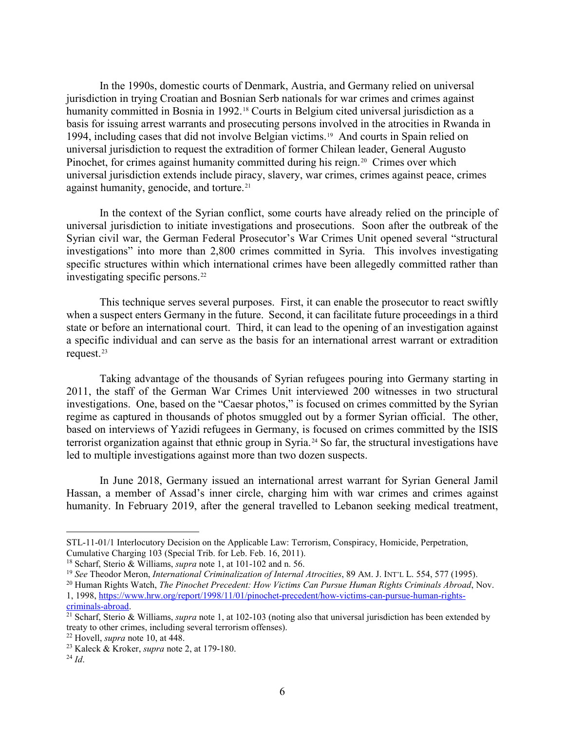In the 1990s, domestic courts of Denmark, Austria, and Germany relied on universal jurisdiction in trying Croatian and Bosnian Serb nationals for war crimes and crimes against humanity committed in Bosnia in 1992.[18] Courts in Belgium cited universal jurisdiction as a basis for issuing arrest warrants and prosecuting persons involved in the atrocities in Rwanda in 1994, including cases that did not involve Belgian victims.[19] And courts in Spain relied on universal jurisdiction to request the extradition of former Chilean leader, General Augusto Pinochet, for crimes against humanity committed during his reign.[20] Crimes over which universal jurisdiction extends include piracy, slavery, war crimes, crimes against peace, crimes against humanity, genocide, and torture.[21]

In the context of the Syrian conflict, some courts have already relied on the principle of universal jurisdiction to initiate investigations and prosecutions. Soon after the outbreak of the Syrian civil war, the German Federal Prosecutor's War Crimes Unit opened several "structural investigations" into more than 2,800 crimes committed in Syria. This involves investigating specific structures within which international crimes have been allegedly committed rather than investigating specific persons.[22]

This technique serves several purposes. First, it can enable the prosecutor to react swiftly when a suspect enters Germany in the future. Second, it can facilitate future proceedings in a third state or before an international court. Third, it can lead to the opening of an investigation against a specific individual and can serve as the basis for an international arrest warrant or extradition request.[23]

Taking advantage of the thousands of Syrian refugees pouring into Germany starting in 2011, the staff of the German War Crimes Unit interviewed 200 witnesses in two structural investigations. One, based on the "Caesar photos," is focused on crimes committed by the Syrian regime as captured in thousands of photos smuggled out by a former Syrian official. The other, based on interviews of Yazidi refugees in Germany, is focused on crimes committed by the ISIS terrorist organization against that ethnic group in Syria.[24] So far, the structural investigations have led to multiple investigations against more than two dozen suspects.

In June 2018, Germany issued an international arrest warrant for Syrian General Jamil Hassan, a member of Assad's inner circle, charging him with war crimes and crimes against humanity. In February 2019, after the general travelled to Lebanon seeking medical treatment,

---

STL-11-01/1 Interlocutory Decision on the Applicable Law: Terrorism, Conspiracy, Homicide, Perpetration, Cumulative Charging 103 (Special Trib. for Leb. Feb. 16, 2011).

[18] Scharf, Sterio & Williams, *supra* note 1, at 101-102 and n. 56.

[19] *See* Theodor Meron, *International Criminalization of Internal Atrocities*, 89 AM. J. INT'L L. 554, 577 (1995).

[20] Human Rights Watch, *The Pinochet Precedent: How Victims Can Pursue Human Rights Criminals Abroad*, Nov. 1, 1998, https://www.hrw.org/report/1998/11/01/pinochet-precedent/how-victims-can-pursue-human-rights-criminals-abroad.

[21] Scharf, Sterio & Williams, *supra* note 1, at 102-103 (noting also that universal jurisdiction has been extended by treaty to other crimes, including several terrorism offenses).

[22] Hovell, *supra* note 10, at 448.

[23] Kaleck & Kroker, *supra* note 2, at 179-180.

[24] *Id*.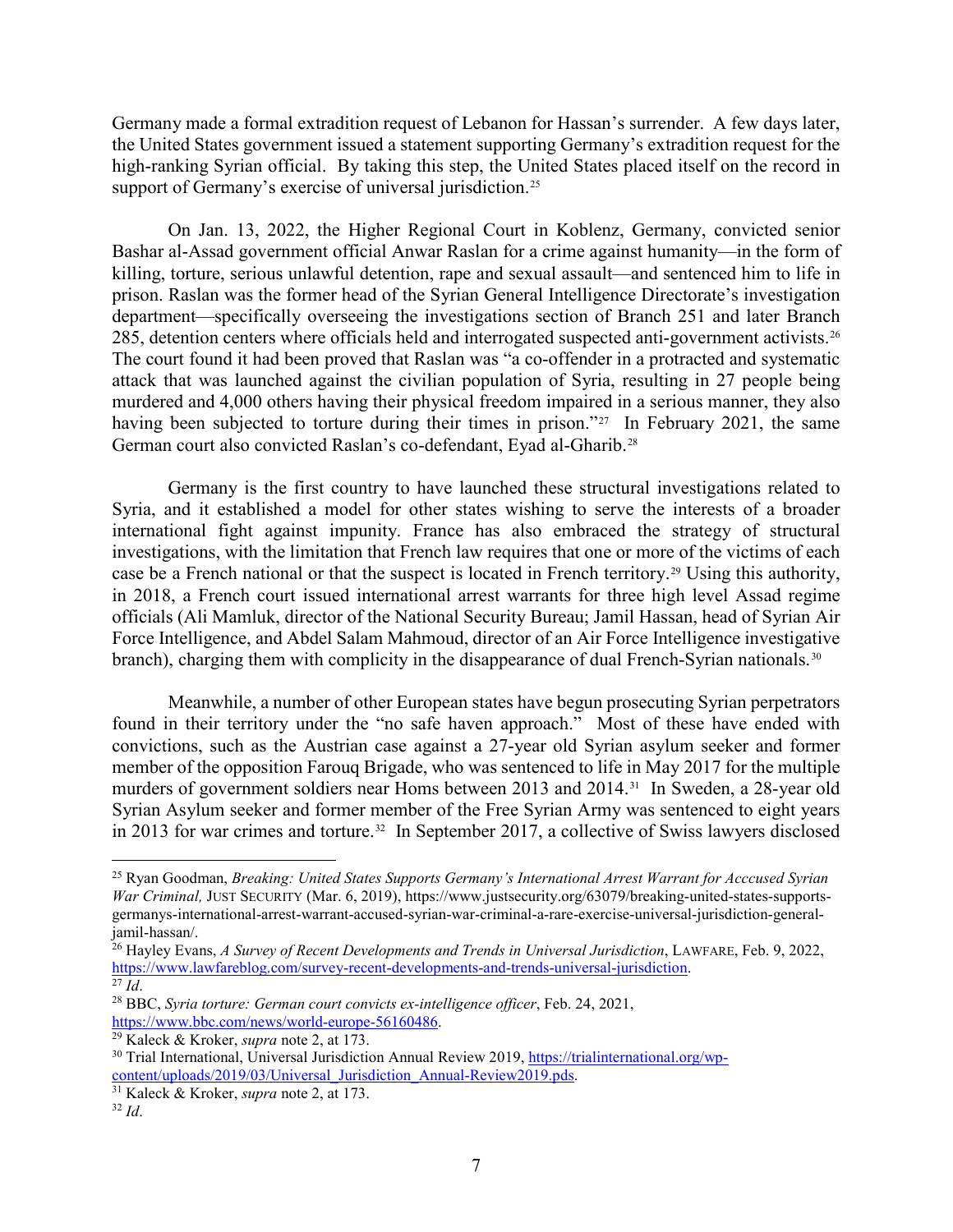Germany made a formal extradition request of Lebanon for Hassan's surrender. A few days later, the United States government issued a statement supporting Germany's extradition request for the high-ranking Syrian official. By taking this step, the United States placed itself on the record in support of Germany's exercise of universal jurisdiction.[25]

On Jan. 13, 2022, the Higher Regional Court in Koblenz, Germany, convicted senior Bashar al-Assad government official Anwar Raslan for a crime against humanity—in the form of killing, torture, serious unlawful detention, rape and sexual assault—and sentenced him to life in prison. Raslan was the former head of the Syrian General Intelligence Directorate's investigation department—specifically overseeing the investigations section of Branch 251 and later Branch 285, detention centers where officials held and interrogated suspected anti-government activists.[26] The court found it had been proved that Raslan was "a co-offender in a protracted and systematic attack that was launched against the civilian population of Syria, resulting in 27 people being murdered and 4,000 others having their physical freedom impaired in a serious manner, they also having been subjected to torture during their times in prison."[27] In February 2021, the same German court also convicted Raslan's co-defendant, Eyad al-Gharib.[28]

Germany is the first country to have launched these structural investigations related to Syria, and it established a model for other states wishing to serve the interests of a broader international fight against impunity. France has also embraced the strategy of structural investigations, with the limitation that French law requires that one or more of the victims of each case be a French national or that the suspect is located in French territory.[29] Using this authority, in 2018, a French court issued international arrest warrants for three high level Assad regime officials (Ali Mamluk, director of the National Security Bureau; Jamil Hassan, head of Syrian Air Force Intelligence, and Abdel Salam Mahmoud, director of an Air Force Intelligence investigative branch), charging them with complicity in the disappearance of dual French-Syrian nationals.[30]

Meanwhile, a number of other European states have begun prosecuting Syrian perpetrators found in their territory under the "no safe haven approach." Most of these have ended with convictions, such as the Austrian case against a 27-year old Syrian asylum seeker and former member of the opposition Farouq Brigade, who was sentenced to life in May 2017 for the multiple murders of government soldiers near Homs between 2013 and 2014.[31] In Sweden, a 28-year old Syrian Asylum seeker and former member of the Free Syrian Army was sentenced to eight years in 2013 for war crimes and torture.[32] In September 2017, a collective of Swiss lawyers disclosed

---

[25] Ryan Goodman, *Breaking: United States Supports Germany's International Arrest Warrant for Acccused Syrian War Criminal,* JUST SECURITY (Mar. 6, 2019), https://www.justsecurity.org/63079/breaking-united-states-supports-germanys-international-arrest-warrant-accused-syrian-war-criminal-a-rare-exercise-universal-jurisdiction-general-jamil-hassan/.

[26] Hayley Evans, *A Survey of Recent Developments and Trends in Universal Jurisdiction*, LAWFARE, Feb. 9, 2022, https://www.lawfareblog.com/survey-recent-developments-and-trends-universal-jurisdiction.

[27] *Id*.

[28] BBC, *Syria torture: German court convicts ex-intelligence officer*, Feb. 24, 2021, https://www.bbc.com/news/world-europe-56160486.

[29] Kaleck & Kroker, *supra* note 2, at 173.

[30] Trial International, Universal Jurisdiction Annual Review 2019, https://trialinternational.org/wp-content/uploads/2019/03/Universal_Jurisdiction_Annual-Review2019.pds.

[31] Kaleck & Kroker, *supra* note 2, at 173.

[32] *Id*.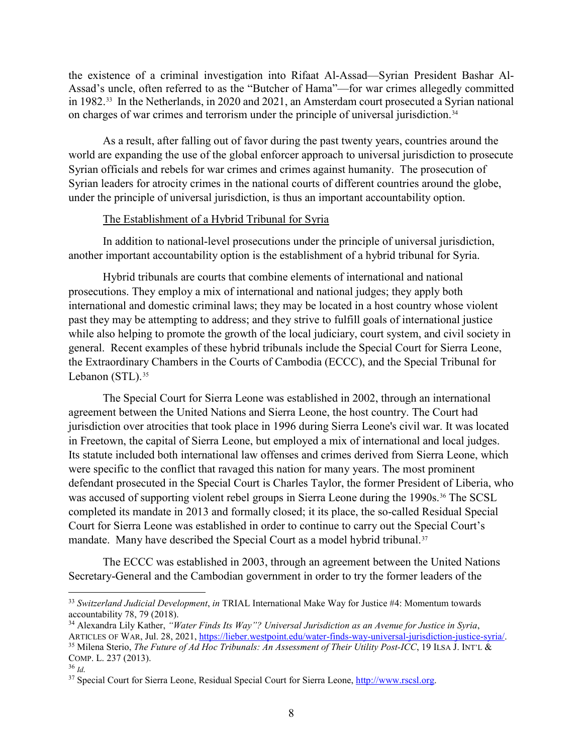the existence of a criminal investigation into Rifaat Al-Assad—Syrian President Bashar Al-Assad's uncle, often referred to as the "Butcher of Hama"—for war crimes allegedly committed in 1982.[33] In the Netherlands, in 2020 and 2021, an Amsterdam court prosecuted a Syrian national on charges of war crimes and terrorism under the principle of universal jurisdiction.[34]

As a result, after falling out of favor during the past twenty years, countries around the world are expanding the use of the global enforcer approach to universal jurisdiction to prosecute Syrian officials and rebels for war crimes and crimes against humanity. The prosecution of Syrian leaders for atrocity crimes in the national courts of different countries around the globe, under the principle of universal jurisdiction, is thus an important accountability option.

The Establishment of a Hybrid Tribunal for Syria

In addition to national-level prosecutions under the principle of universal jurisdiction, another important accountability option is the establishment of a hybrid tribunal for Syria.

Hybrid tribunals are courts that combine elements of international and national prosecutions. They employ a mix of international and national judges; they apply both international and domestic criminal laws; they may be located in a host country whose violent past they may be attempting to address; and they strive to fulfill goals of international justice while also helping to promote the growth of the local judiciary, court system, and civil society in general. Recent examples of these hybrid tribunals include the Special Court for Sierra Leone, the Extraordinary Chambers in the Courts of Cambodia (ECCC), and the Special Tribunal for Lebanon (STL).[35]

The Special Court for Sierra Leone was established in 2002, through an international agreement between the United Nations and Sierra Leone, the host country. The Court had jurisdiction over atrocities that took place in 1996 during Sierra Leone's civil war. It was located in Freetown, the capital of Sierra Leone, but employed a mix of international and local judges. Its statute included both international law offenses and crimes derived from Sierra Leone, which were specific to the conflict that ravaged this nation for many years. The most prominent defendant prosecuted in the Special Court is Charles Taylor, the former President of Liberia, who was accused of supporting violent rebel groups in Sierra Leone during the 1990s.[36] The SCSL completed its mandate in 2013 and formally closed; it its place, the so-called Residual Special Court for Sierra Leone was established in order to continue to carry out the Special Court's mandate. Many have described the Special Court as a model hybrid tribunal.[37]

The ECCC was established in 2003, through an agreement between the United Nations Secretary-General and the Cambodian government in order to try the former leaders of the

---

[33] *Switzerland Judicial Development*, *in* TRIAL International Make Way for Justice #4: Momentum towards accountability 78, 79 (2018).

[34] Alexandra Lily Kather, *"Water Finds Its Way"? Universal Jurisdiction as an Avenue for Justice in Syria*, ARTICLES OF WAR, Jul. 28, 2021, https://lieber.westpoint.edu/water-finds-way-universal-jurisdiction-justice-syria/.

[35] Milena Sterio, *The Future of Ad Hoc Tribunals: An Assessment of Their Utility Post-ICC*, 19 ILSA J. INT'L & COMP. L. 237 (2013).

[36] *Id.*

[37] Special Court for Sierra Leone, Residual Special Court for Sierra Leone, http://www.rscsl.org.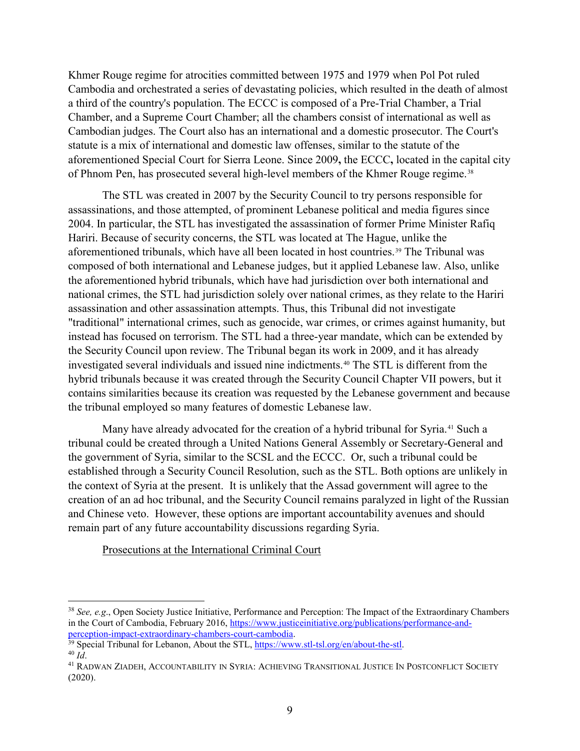Khmer Rouge regime for atrocities committed between 1975 and 1979 when Pol Pot ruled Cambodia and orchestrated a series of devastating policies, which resulted in the death of almost a third of the country's population. The ECCC is composed of a Pre-Trial Chamber, a Trial Chamber, and a Supreme Court Chamber; all the chambers consist of international as well as Cambodian judges. The Court also has an international and a domestic prosecutor. The Court's statute is a mix of international and domestic law offenses, similar to the statute of the aforementioned Special Court for Sierra Leone. Since 2009**,** the ECCC**,** located in the capital city of Phnom Pen, has prosecuted several high-level members of the Khmer Rouge regime.[38]

The STL was created in 2007 by the Security Council to try persons responsible for assassinations, and those attempted, of prominent Lebanese political and media figures since 2004. In particular, the STL has investigated the assassination of former Prime Minister Rafiq Hariri. Because of security concerns, the STL was located at The Hague, unlike the aforementioned tribunals, which have all been located in host countries.[39] The Tribunal was composed of both international and Lebanese judges, but it applied Lebanese law. Also, unlike the aforementioned hybrid tribunals, which have had jurisdiction over both international and national crimes, the STL had jurisdiction solely over national crimes, as they relate to the Hariri assassination and other assassination attempts. Thus, this Tribunal did not investigate "traditional" international crimes, such as genocide, war crimes, or crimes against humanity, but instead has focused on terrorism. The STL had a three-year mandate, which can be extended by the Security Council upon review. The Tribunal began its work in 2009, and it has already investigated several individuals and issued nine indictments.[40] The STL is different from the hybrid tribunals because it was created through the Security Council Chapter VII powers, but it contains similarities because its creation was requested by the Lebanese government and because the tribunal employed so many features of domestic Lebanese law.

Many have already advocated for the creation of a hybrid tribunal for Syria.[41] Such a tribunal could be created through a United Nations General Assembly or Secretary-General and the government of Syria, similar to the SCSL and the ECCC. Or, such a tribunal could be established through a Security Council Resolution, such as the STL. Both options are unlikely in the context of Syria at the present. It is unlikely that the Assad government will agree to the creation of an ad hoc tribunal, and the Security Council remains paralyzed in light of the Russian and Chinese veto. However, these options are important accountability avenues and should remain part of any future accountability discussions regarding Syria.

<u>Prosecutions at the International Criminal Court</u>

---

[38] *See, e.g*., Open Society Justice Initiative, Performance and Perception: The Impact of the Extraordinary Chambers in the Court of Cambodia, February 2016, https://www.justiceinitiative.org/publications/performance-and-perception-impact-extraordinary-chambers-court-cambodia.

[39] Special Tribunal for Lebanon, About the STL, https://www.stl-tsl.org/en/about-the-stl.

[40] *Id*.

[41] RADWAN ZIADEH, ACCOUNTABILITY IN SYRIA: ACHIEVING TRANSITIONAL JUSTICE IN POSTCONFLICT SOCIETY (2020).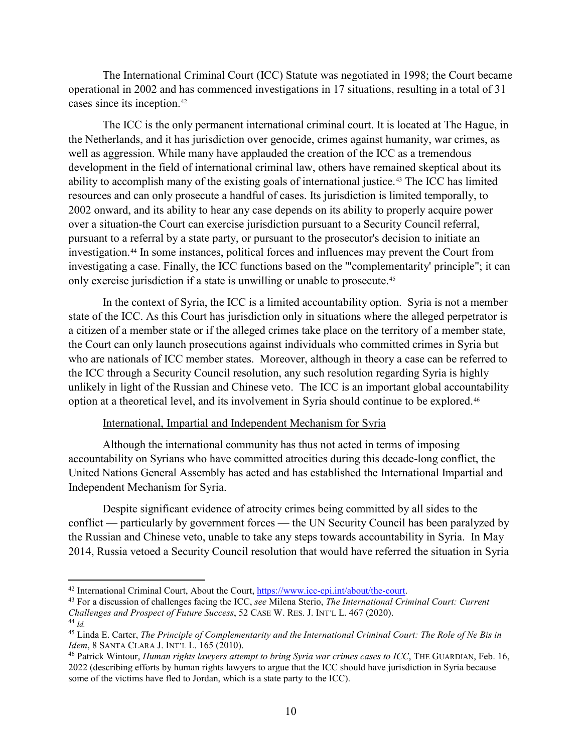The International Criminal Court (ICC) Statute was negotiated in 1998; the Court became operational in 2002 and has commenced investigations in 17 situations, resulting in a total of 31 cases since its inception.[42]

The ICC is the only permanent international criminal court. It is located at The Hague, in the Netherlands, and it has jurisdiction over genocide, crimes against humanity, war crimes, as well as aggression. While many have applauded the creation of the ICC as a tremendous development in the field of international criminal law, others have remained skeptical about its ability to accomplish many of the existing goals of international justice.[43] The ICC has limited resources and can only prosecute a handful of cases. Its jurisdiction is limited temporally, to 2002 onward, and its ability to hear any case depends on its ability to properly acquire power over a situation-the Court can exercise jurisdiction pursuant to a Security Council referral, pursuant to a referral by a state party, or pursuant to the prosecutor's decision to initiate an investigation.[44] In some instances, political forces and influences may prevent the Court from investigating a case. Finally, the ICC functions based on the "'complementarity' principle"; it can only exercise jurisdiction if a state is unwilling or unable to prosecute.[45]

In the context of Syria, the ICC is a limited accountability option. Syria is not a member state of the ICC. As this Court has jurisdiction only in situations where the alleged perpetrator is a citizen of a member state or if the alleged crimes take place on the territory of a member state, the Court can only launch prosecutions against individuals who committed crimes in Syria but who are nationals of ICC member states. Moreover, although in theory a case can be referred to the ICC through a Security Council resolution, any such resolution regarding Syria is highly unlikely in light of the Russian and Chinese veto. The ICC is an important global accountability option at a theoretical level, and its involvement in Syria should continue to be explored.[46]

<u>International, Impartial and Independent Mechanism for Syria</u>

Although the international community has thus not acted in terms of imposing accountability on Syrians who have committed atrocities during this decade-long conflict, the United Nations General Assembly has acted and has established the International Impartial and Independent Mechanism for Syria.

Despite significant evidence of atrocity crimes being committed by all sides to the conflict — particularly by government forces — the UN Security Council has been paralyzed by the Russian and Chinese veto, unable to take any steps towards accountability in Syria. In May 2014, Russia vetoed a Security Council resolution that would have referred the situation in Syria

---

[42] International Criminal Court, About the Court, https://www.icc-cpi.int/about/the-court.

[43] For a discussion of challenges facing the ICC, *see* Milena Sterio, *The International Criminal Court: Current Challenges and Prospect of Future Success*, 52 CASE W. RES. J. INT'L L. 467 (2020).

[44] *Id.*

[45] Linda E. Carter, *The Principle of Complementarity and the International Criminal Court: The Role of Ne Bis in Idem*, 8 SANTA CLARA J. INT'L L. 165 (2010).

[46] Patrick Wintour, *Human rights lawyers attempt to bring Syria war crimes cases to ICC*, THE GUARDIAN, Feb. 16, 2022 (describing efforts by human rights lawyers to argue that the ICC should have jurisdiction in Syria because some of the victims have fled to Jordan, which is a state party to the ICC).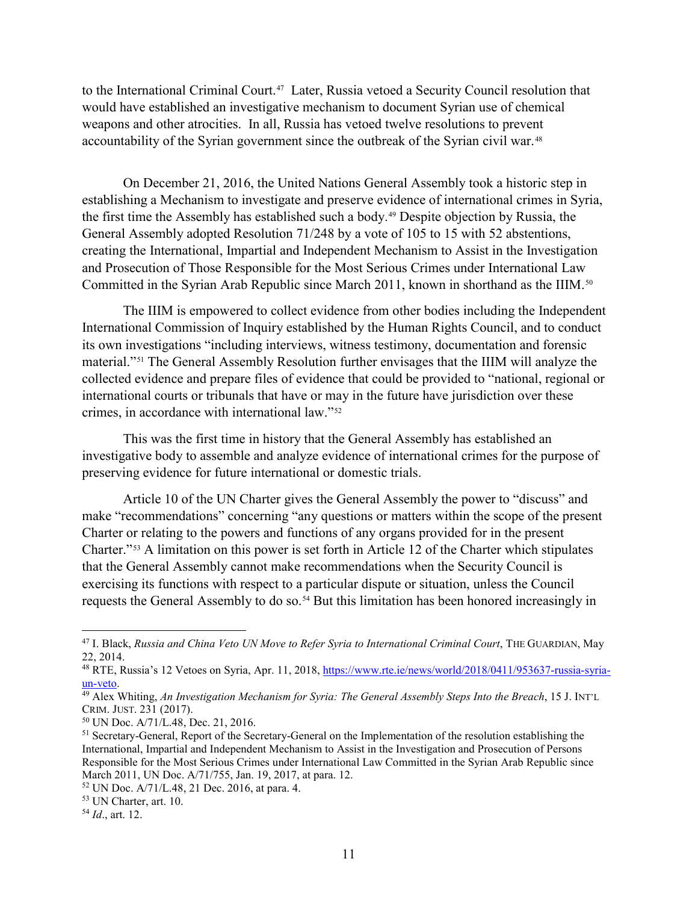to the International Criminal Court.[47] Later, Russia vetoed a Security Council resolution that would have established an investigative mechanism to document Syrian use of chemical weapons and other atrocities. In all, Russia has vetoed twelve resolutions to prevent accountability of the Syrian government since the outbreak of the Syrian civil war.[48]

On December 21, 2016, the United Nations General Assembly took a historic step in establishing a Mechanism to investigate and preserve evidence of international crimes in Syria, the first time the Assembly has established such a body.[49] Despite objection by Russia, the General Assembly adopted Resolution 71/248 by a vote of 105 to 15 with 52 abstentions, creating the International, Impartial and Independent Mechanism to Assist in the Investigation and Prosecution of Those Responsible for the Most Serious Crimes under International Law Committed in the Syrian Arab Republic since March 2011, known in shorthand as the IIIM.[50]

The IIIM is empowered to collect evidence from other bodies including the Independent International Commission of Inquiry established by the Human Rights Council, and to conduct its own investigations "including interviews, witness testimony, documentation and forensic material."[51] The General Assembly Resolution further envisages that the IIIM will analyze the collected evidence and prepare files of evidence that could be provided to "national, regional or international courts or tribunals that have or may in the future have jurisdiction over these crimes, in accordance with international law."[52]

This was the first time in history that the General Assembly has established an investigative body to assemble and analyze evidence of international crimes for the purpose of preserving evidence for future international or domestic trials.

Article 10 of the UN Charter gives the General Assembly the power to "discuss" and make "recommendations" concerning "any questions or matters within the scope of the present Charter or relating to the powers and functions of any organs provided for in the present Charter."[53] A limitation on this power is set forth in Article 12 of the Charter which stipulates that the General Assembly cannot make recommendations when the Security Council is exercising its functions with respect to a particular dispute or situation, unless the Council requests the General Assembly to do so.[54] But this limitation has been honored increasingly in

---

[47] I. Black, *Russia and China Veto UN Move to Refer Syria to International Criminal Court*, THE GUARDIAN, May 22, 2014.

[48] RTE, Russia's 12 Vetoes on Syria, Apr. 11, 2018, https://www.rte.ie/news/world/2018/0411/953637-russia-syria-un-veto.

[49] Alex Whiting, *An Investigation Mechanism for Syria: The General Assembly Steps Into the Breach*, 15 J. INT'L CRIM. JUST. 231 (2017).

[50] UN Doc. A/71/L.48, Dec. 21, 2016.

[51] Secretary-General, Report of the Secretary-General on the Implementation of the resolution establishing the International, Impartial and Independent Mechanism to Assist in the Investigation and Prosecution of Persons Responsible for the Most Serious Crimes under International Law Committed in the Syrian Arab Republic since March 2011, UN Doc. A/71/755, Jan. 19, 2017, at para. 12.

[52] UN Doc. A/71/L.48, 21 Dec. 2016, at para. 4.

[53] UN Charter, art. 10.

[54] *Id*., art. 12.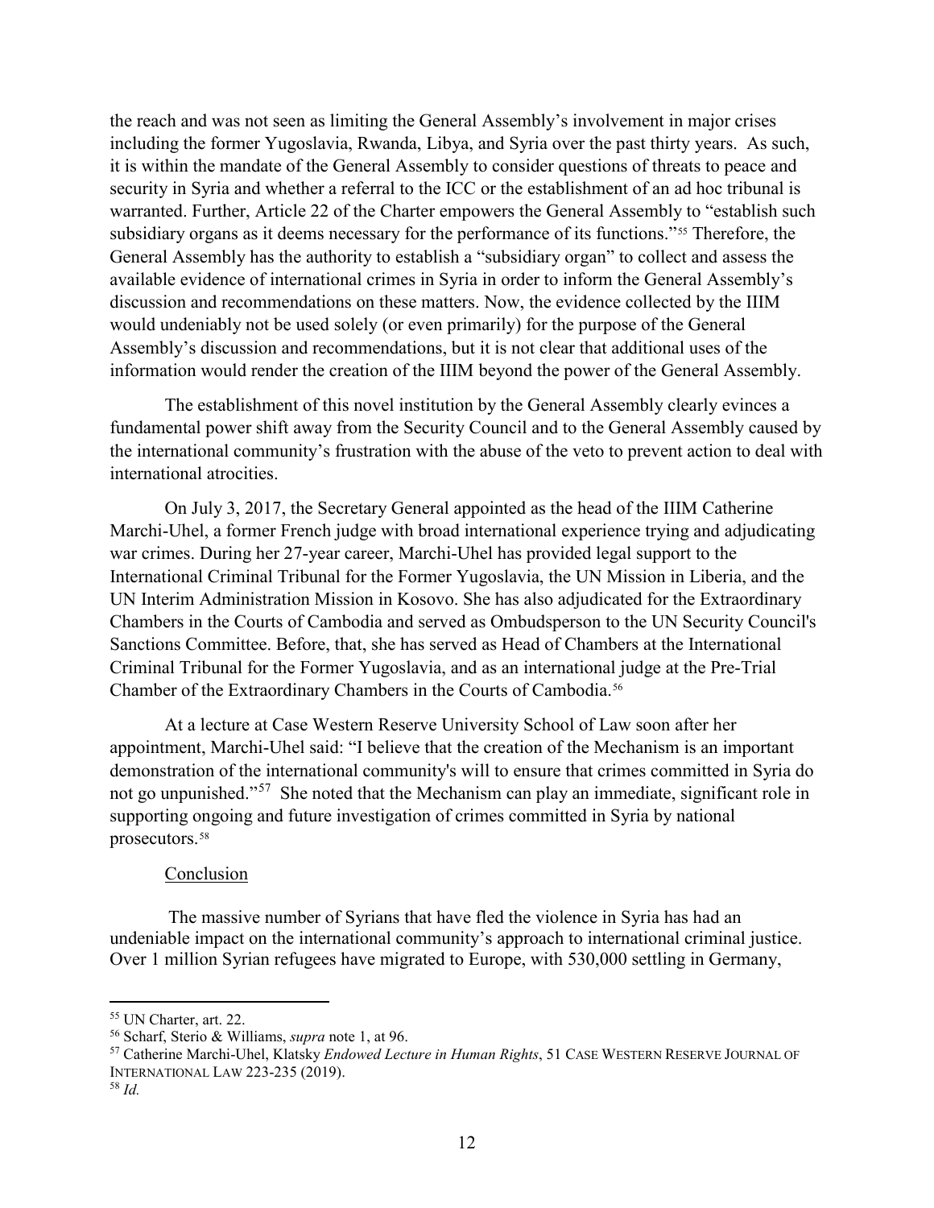the reach and was not seen as limiting the General Assembly's involvement in major crises including the former Yugoslavia, Rwanda, Libya, and Syria over the past thirty years. As such, it is within the mandate of the General Assembly to consider questions of threats to peace and security in Syria and whether a referral to the ICC or the establishment of an ad hoc tribunal is warranted. Further, Article 22 of the Charter empowers the General Assembly to "establish such subsidiary organs as it deems necessary for the performance of its functions."[55] Therefore, the General Assembly has the authority to establish a "subsidiary organ" to collect and assess the available evidence of international crimes in Syria in order to inform the General Assembly's discussion and recommendations on these matters. Now, the evidence collected by the IIIM would undeniably not be used solely (or even primarily) for the purpose of the General Assembly's discussion and recommendations, but it is not clear that additional uses of the information would render the creation of the IIIM beyond the power of the General Assembly.

The establishment of this novel institution by the General Assembly clearly evinces a fundamental power shift away from the Security Council and to the General Assembly caused by the international community's frustration with the abuse of the veto to prevent action to deal with international atrocities.

On July 3, 2017, the Secretary General appointed as the head of the IIIM Catherine Marchi-Uhel, a former French judge with broad international experience trying and adjudicating war crimes. During her 27-year career, Marchi-Uhel has provided legal support to the International Criminal Tribunal for the Former Yugoslavia, the UN Mission in Liberia, and the UN Interim Administration Mission in Kosovo. She has also adjudicated for the Extraordinary Chambers in the Courts of Cambodia and served as Ombudsperson to the UN Security Council's Sanctions Committee. Before, that, she has served as Head of Chambers at the International Criminal Tribunal for the Former Yugoslavia, and as an international judge at the Pre-Trial Chamber of the Extraordinary Chambers in the Courts of Cambodia.[56]

At a lecture at Case Western Reserve University School of Law soon after her appointment, Marchi-Uhel said: "I believe that the creation of the Mechanism is an important demonstration of the international community's will to ensure that crimes committed in Syria do not go unpunished."[57] She noted that the Mechanism can play an immediate, significant role in supporting ongoing and future investigation of crimes committed in Syria by national prosecutors.[58]

## Conclusion

The massive number of Syrians that have fled the violence in Syria has had an undeniable impact on the international community's approach to international criminal justice. Over 1 million Syrian refugees have migrated to Europe, with 530,000 settling in Germany,

---

[55] UN Charter, art. 22.

[56] Scharf, Sterio & Williams, *supra* note 1, at 96.

[57] Catherine Marchi-Uhel, Klatsky *Endowed Lecture in Human Rights*, 51 CASE WESTERN RESERVE JOURNAL OF INTERNATIONAL LAW 223-235 (2019).

[58] *Id.*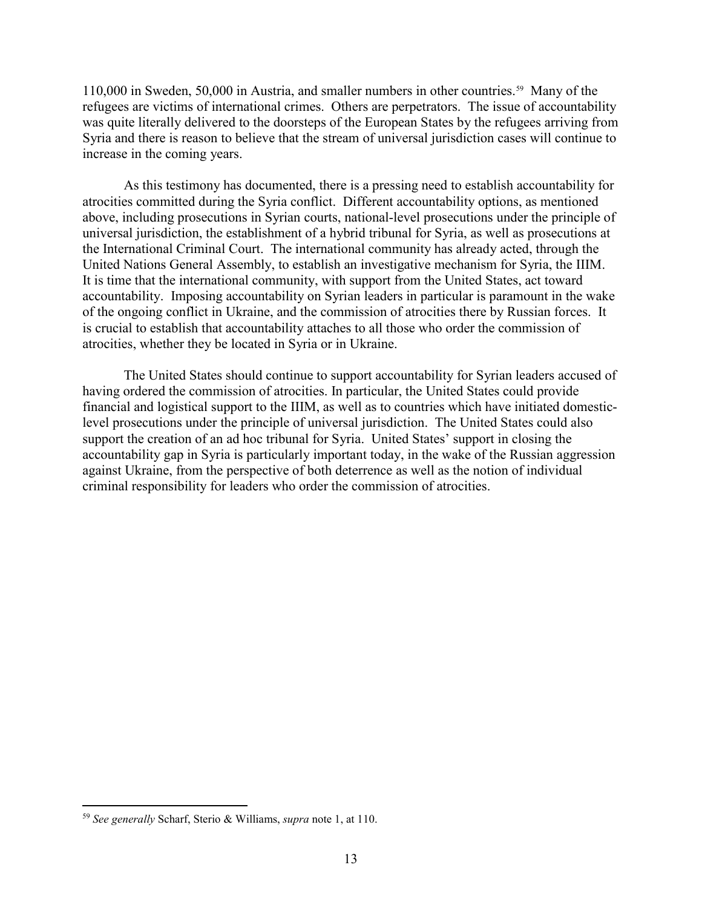110,000 in Sweden, 50,000 in Austria, and smaller numbers in other countries.[59] Many of the refugees are victims of international crimes. Others are perpetrators. The issue of accountability was quite literally delivered to the doorsteps of the European States by the refugees arriving from Syria and there is reason to believe that the stream of universal jurisdiction cases will continue to increase in the coming years.

As this testimony has documented, there is a pressing need to establish accountability for atrocities committed during the Syria conflict. Different accountability options, as mentioned above, including prosecutions in Syrian courts, national-level prosecutions under the principle of universal jurisdiction, the establishment of a hybrid tribunal for Syria, as well as prosecutions at the International Criminal Court. The international community has already acted, through the United Nations General Assembly, to establish an investigative mechanism for Syria, the IIIM. It is time that the international community, with support from the United States, act toward accountability. Imposing accountability on Syrian leaders in particular is paramount in the wake of the ongoing conflict in Ukraine, and the commission of atrocities there by Russian forces. It is crucial to establish that accountability attaches to all those who order the commission of atrocities, whether they be located in Syria or in Ukraine.

The United States should continue to support accountability for Syrian leaders accused of having ordered the commission of atrocities. In particular, the United States could provide financial and logistical support to the IIIM, as well as to countries which have initiated domestic-level prosecutions under the principle of universal jurisdiction. The United States could also support the creation of an ad hoc tribunal for Syria. United States' support in closing the accountability gap in Syria is particularly important today, in the wake of the Russian aggression against Ukraine, from the perspective of both deterrence as well as the notion of individual criminal responsibility for leaders who order the commission of atrocities.

---

[59] *See generally* Scharf, Sterio & Williams, *supra* note 1, at 110.